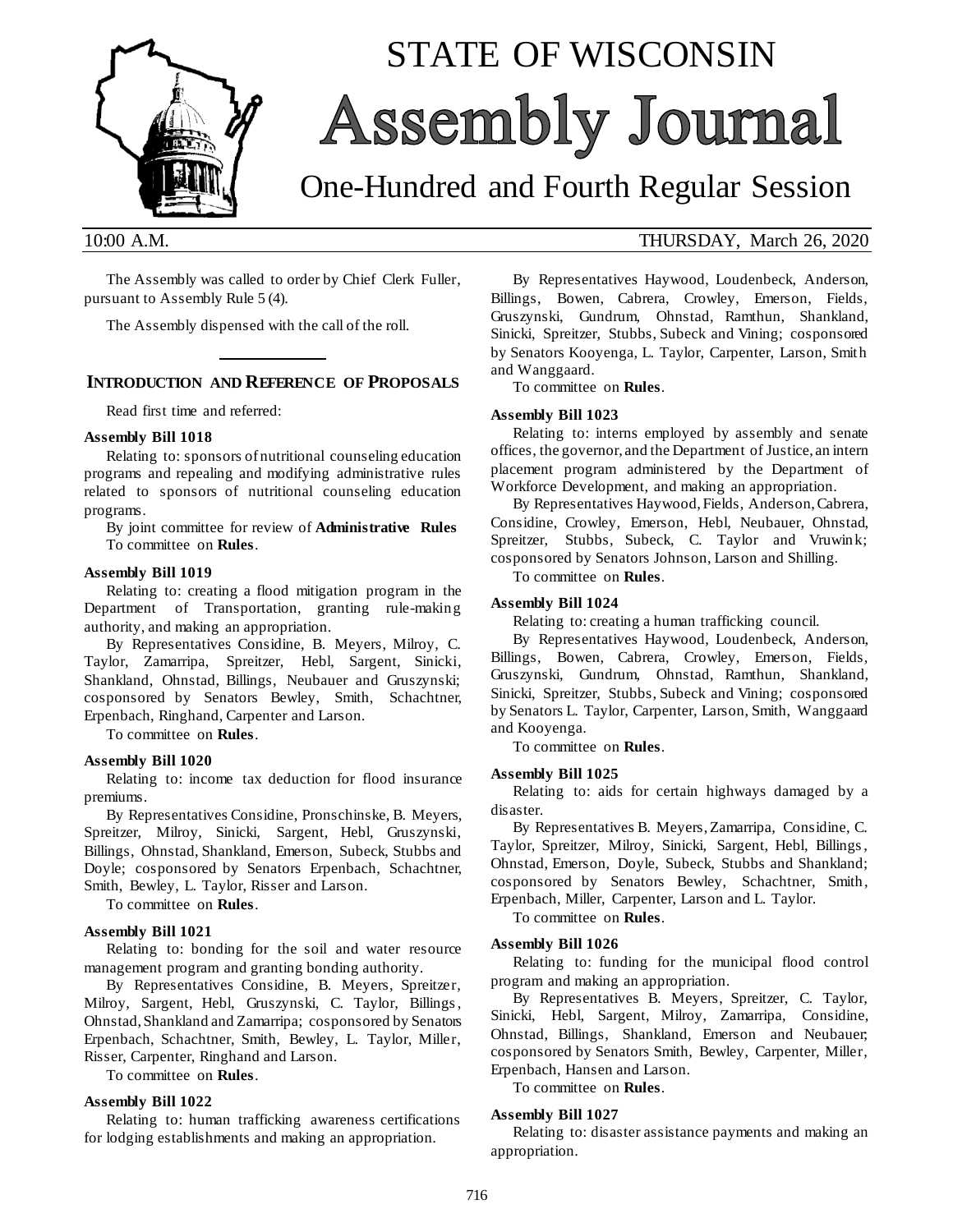# STATE OF WISCONSIN

# Assembly Journal

## One-Hundred and Fourth Regular Session

10:00 A.M. THURSDAY, March 26, 2020

The Assembly was called to order by Chief Clerk Fuller, pursuant to Assembly Rule 5 (4).

The Assembly dispensed with the call of the roll.

## INTRODUCTION AND REFERENCE OF PROPOSALS

Read first time and referred:

**Assembly Bill 1018**

Relating to: sponsors of nutritional counseling education programs and repealing and modifying administrative rules related to sponsors of nutritional counseling education programs.

By joint committee for review of **Administrative Rules**

To committee on **Rules**.

**Assembly Bill 1019**

Relating to: creating a flood mitigation program in the Department of Transportation, granting rule-making authority, and making an appropriation.

By Representatives Considine, B. Meyers, Milroy, C. Taylor, Zamarripa, Spreitzer, Hebl, Sargent, Sinicki, Shankland, Ohnstad, Billings, Neubauer and Gruszynski; cosponsored by Senators Bewley, Smith, Schachtner, Erpenbach, Ringhand, Carpenter and Larson.

To committee on **Rules**.

**Assembly Bill 1020**

Relating to: income tax deduction for flood insurance premiums.

By Representatives Considine, Pronschinske, B. Meyers, Spreitzer, Milroy, Sinicki, Sargent, Hebl, Gruszynski, Billings, Ohnstad, Shankland, Emerson, Subeck, Stubbs and Doyle; cosponsored by Senators Erpenbach, Schachtner, Smith, Bewley, L. Taylor, Risser and Larson.

To committee on **Rules**.

**Assembly Bill 1021**

Relating to: bonding for the soil and water resource management program and granting bonding authority.

By Representatives Considine, B. Meyers, Spreitzer, Milroy, Sargent, Hebl, Gruszynski, C. Taylor, Billings, Ohnstad, Shankland and Zamarripa; cosponsored by Senators Erpenbach, Schachtner, Smith, Bewley, L. Taylor, Miller, Risser, Carpenter, Ringhand and Larson.

To committee on **Rules**.

**Assembly Bill 1022**

Relating to: human trafficking awareness certifications for lodging establishments and making an appropriation.

By Representatives Haywood, Loudenbeck, Anderson, Billings, Bowen, Cabrera, Crowley, Emerson, Fields, Gruszynski, Gundrum, Ohnstad, Ramthun, Shankland, Sinicki, Spreitzer, Stubbs, Subeck and Vining; cosponsored by Senators Kooyenga, L. Taylor, Carpenter, Larson, Smith and Wanggaard.

To committee on **Rules**.

**Assembly Bill 1023**

Relating to: interns employed by assembly and senate offices, the governor, and the Department of Justice, an intern placement program administered by the Department of Workforce Development, and making an appropriation.

By Representatives Haywood, Fields, Anderson, Cabrera, Considine, Crowley, Emerson, Hebl, Neubauer, Ohnstad, Spreitzer, Stubbs, Subeck, C. Taylor and Vruwink; cosponsored by Senators Johnson, Larson and Shilling.

To committee on **Rules**.

**Assembly Bill 1024**

Relating to: creating a human trafficking council.

By Representatives Haywood, Loudenbeck, Anderson, Billings, Bowen, Cabrera, Crowley, Emerson, Fields, Gruszynski, Gundrum, Ohnstad, Ramthun, Shankland, Sinicki, Spreitzer, Stubbs, Subeck and Vining; cosponsored by Senators L. Taylor, Carpenter, Larson, Smith, Wanggaard and Kooyenga.

To committee on **Rules**.

**Assembly Bill 1025**

Relating to: aids for certain highways damaged by a disaster.

By Representatives B. Meyers, Zamarripa, Considine, C. Taylor, Spreitzer, Milroy, Sinicki, Sargent, Hebl, Billings, Ohnstad, Emerson, Doyle, Subeck, Stubbs and Shankland; cosponsored by Senators Bewley, Schachtner, Smith, Erpenbach, Miller, Carpenter, Larson and L. Taylor.

To committee on **Rules**.

**Assembly Bill 1026**

Relating to: funding for the municipal flood control program and making an appropriation.

By Representatives B. Meyers, Spreitzer, C. Taylor, Sinicki, Hebl, Sargent, Milroy, Zamarripa, Considine, Ohnstad, Billings, Shankland, Emerson and Neubauer; cosponsored by Senators Smith, Bewley, Carpenter, Miller, Erpenbach, Hansen and Larson.

To committee on **Rules**.

**Assembly Bill 1027**

Relating to: disaster assistance payments and making an appropriation.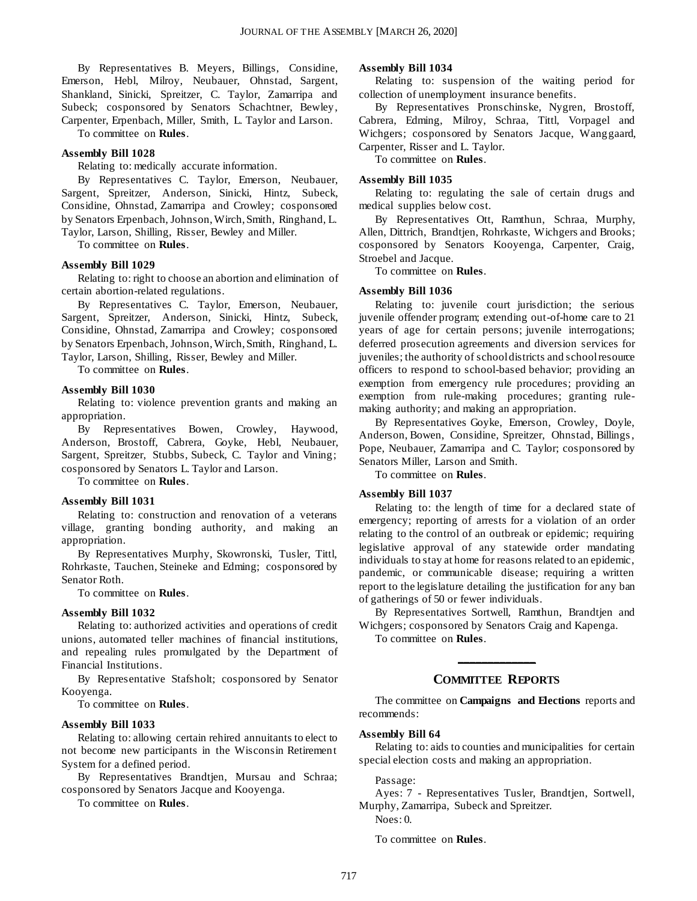By Representatives B. Meyers, Billings, Considine, Emerson, Hebl, Milroy, Neubauer, Ohnstad, Sargent, Shankland, Sinicki, Spreitzer, C. Taylor, Zamarripa and Subeck; cosponsored by Senators Schachtner, Bewley, Carpenter, Erpenbach, Miller, Smith, L. Taylor and Larson.

To committee on **Rules**.

**Assembly Bill 1028**

Relating to: medically accurate information.

By Representatives C. Taylor, Emerson, Neubauer, Sargent, Spreitzer, Anderson, Sinicki, Hintz, Subeck, Considine, Ohnstad, Zamarripa and Crowley; cosponsored by Senators Erpenbach, Johnson, Wirch, Smith, Ringhand, L. Taylor, Larson, Shilling, Risser, Bewley and Miller.

To committee on **Rules**.

**Assembly Bill 1029**

Relating to: right to choose an abortion and elimination of certain abortion-related regulations.

By Representatives C. Taylor, Emerson, Neubauer, Sargent, Spreitzer, Anderson, Sinicki, Hintz, Subeck, Considine, Ohnstad, Zamarripa and Crowley; cosponsored by Senators Erpenbach, Johnson, Wirch, Smith, Ringhand, L. Taylor, Larson, Shilling, Risser, Bewley and Miller.

To committee on **Rules**.

**Assembly Bill 1030**

Relating to: violence prevention grants and making an appropriation.

By Representatives Bowen, Crowley, Haywood, Anderson, Brostoff, Cabrera, Goyke, Hebl, Neubauer, Sargent, Spreitzer, Stubbs, Subeck, C. Taylor and Vining; cosponsored by Senators L. Taylor and Larson.

To committee on **Rules**.

**Assembly Bill 1031**

Relating to: construction and renovation of a veterans village, granting bonding authority, and making an appropriation.

By Representatives Murphy, Skowronski, Tusler, Tittl, Rohrkaste, Tauchen, Steineke and Edming; cosponsored by Senator Roth.

To committee on **Rules**.

**Assembly Bill 1032**

Relating to: authorized activities and operations of credit unions, automated teller machines of financial institutions, and repealing rules promulgated by the Department of Financial Institutions.

By Representative Stafsholt; cosponsored by Senator Kooyenga.

To committee on **Rules**.

**Assembly Bill 1033**

Relating to: allowing certain rehired annuitants to elect to not become new participants in the Wisconsin Retirement System for a defined period.

By Representatives Brandtjen, Mursau and Schraa; cosponsored by Senators Jacque and Kooyenga.

To committee on **Rules**.

**Assembly Bill 1034**

Relating to: suspension of the waiting period for collection of unemployment insurance benefits.

By Representatives Pronschinske, Nygren, Brostoff, Cabrera, Edming, Milroy, Schraa, Tittl, Vorpagel and Wichgers; cosponsored by Senators Jacque, Wanggaard, Carpenter, Risser and L. Taylor.

To committee on **Rules**.

**Assembly Bill 1035**

Relating to: regulating the sale of certain drugs and medical supplies below cost.

By Representatives Ott, Ramthun, Schraa, Murphy, Allen, Dittrich, Brandtjen, Rohrkaste, Wichgers and Brooks; cosponsored by Senators Kooyenga, Carpenter, Craig, Stroebel and Jacque.

To committee on **Rules**.

**Assembly Bill 1036**

Relating to: juvenile court jurisdiction; the serious juvenile offender program; extending out-of-home care to 21 years of age for certain persons; juvenile interrogations; deferred prosecution agreements and diversion services for juveniles; the authority of school districts and school resource officers to respond to school-based behavior; providing an exemption from emergency rule procedures; providing an exemption from rule-making procedures; granting rule-making authority; and making an appropriation.

By Representatives Goyke, Emerson, Crowley, Doyle, Anderson, Bowen, Considine, Spreitzer, Ohnstad, Billings, Pope, Neubauer, Zamarripa and C. Taylor; cosponsored by Senators Miller, Larson and Smith.

To committee on **Rules**.

**Assembly Bill 1037**

Relating to: the length of time for a declared state of emergency; reporting of arrests for a violation of an order relating to the control of an outbreak or epidemic; requiring legislative approval of any statewide order mandating individuals to stay at home for reasons related to an epidemic, pandemic, or communicable disease; requiring a written report to the legislature detailing the justification for any ban of gatherings of 50 or fewer individuals.

By Representatives Sortwell, Ramthun, Brandtjen and Wichgers; cosponsored by Senators Craig and Kapenga.

To committee on **Rules**.

## COMMITTEE REPORTS

The committee on **Campaigns and Elections** reports and recommends:

**Assembly Bill 64**

Relating to: aids to counties and municipalities for certain special election costs and making an appropriation.

Passage:

Ayes: 7 - Representatives Tusler, Brandtjen, Sortwell, Murphy, Zamarripa, Subeck and Spreitzer.

Noes: 0.

To committee on **Rules**.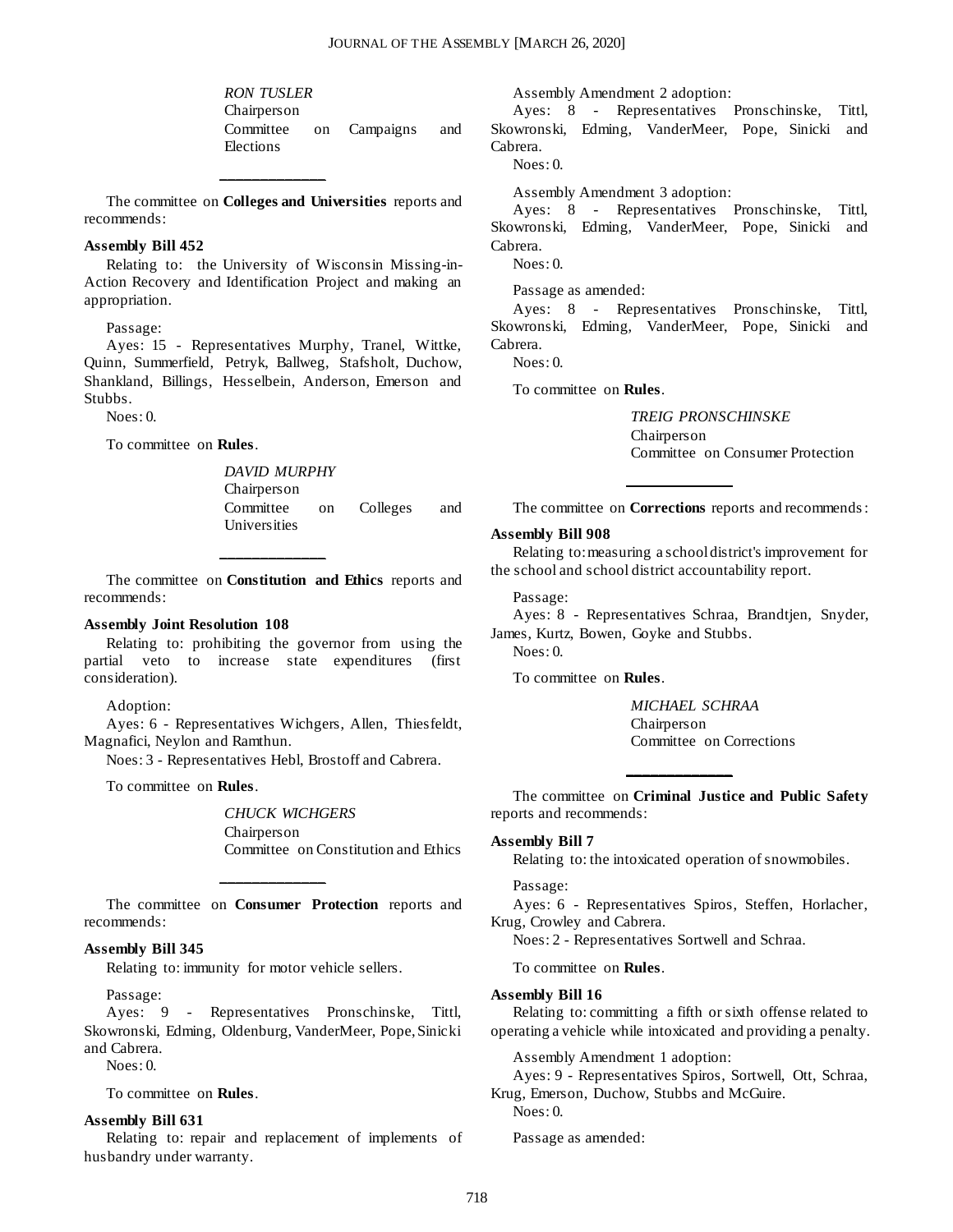*RON TUSLER*
Chairperson
Committee on Campaigns and Elections

---

The committee on **Colleges and Universities** reports and recommends:

**Assembly Bill 452**

Relating to: the University of Wisconsin Missing-in-Action Recovery and Identification Project and making an appropriation.

Passage:

Ayes: 15 - Representatives Murphy, Tranel, Wittke, Quinn, Summerfield, Petryk, Ballweg, Stafsholt, Duchow, Shankland, Billings, Hesselbein, Anderson, Emerson and Stubbs.

Noes: 0.

To committee on **Rules**.

*DAVID MURPHY*
Chairperson
Committee on Colleges and Universities

---

The committee on **Constitution and Ethics** reports and recommends:

**Assembly Joint Resolution 108**

Relating to: prohibiting the governor from using the partial veto to increase state expenditures (first consideration).

Adoption:

Ayes: 6 - Representatives Wichgers, Allen, Thiesfeldt, Magnafici, Neylon and Ramthun.

Noes: 3 - Representatives Hebl, Brostoff and Cabrera.

To committee on **Rules**.

*CHUCK WICHGERS*
Chairperson
Committee on Constitution and Ethics

---

The committee on **Consumer Protection** reports and recommends:

**Assembly Bill 345**

Relating to: immunity for motor vehicle sellers.

Passage:

Ayes: 9 - Representatives Pronschinske, Tittl, Skowronski, Edming, Oldenburg, VanderMeer, Pope, Sinicki and Cabrera.

Noes: 0.

To committee on **Rules**.

**Assembly Bill 631**

Relating to: repair and replacement of implements of husbandry under warranty.

Assembly Amendment 2 adoption:

Ayes: 8 - Representatives Pronschinske, Tittl, Skowronski, Edming, VanderMeer, Pope, Sinicki and Cabrera.

Noes: 0.

Assembly Amendment 3 adoption:

Ayes: 8 - Representatives Pronschinske, Tittl, Skowronski, Edming, VanderMeer, Pope, Sinicki and Cabrera.

Noes: 0.

Passage as amended:

Ayes: 8 - Representatives Pronschinske, Tittl, Skowronski, Edming, VanderMeer, Pope, Sinicki and Cabrera.

Noes: 0.

To committee on **Rules**.

*TREIG PRONSCHINSKE*
Chairperson
Committee on Consumer Protection

---

The committee on **Corrections** reports and recommends:

**Assembly Bill 908**

Relating to: measuring a school district's improvement for the school and school district accountability report.

Passage:

Ayes: 8 - Representatives Schraa, Brandtjen, Snyder, James, Kurtz, Bowen, Goyke and Stubbs.

Noes: 0.

To committee on **Rules**.

*MICHAEL SCHRAA*
Chairperson
Committee on Corrections

---

The committee on **Criminal Justice and Public Safety** reports and recommends:

**Assembly Bill 7**

Relating to: the intoxicated operation of snowmobiles.

Passage:

Ayes: 6 - Representatives Spiros, Steffen, Horlacher, Krug, Crowley and Cabrera.

Noes: 2 - Representatives Sortwell and Schraa.

To committee on **Rules**.

**Assembly Bill 16**

Relating to: committing a fifth or sixth offense related to operating a vehicle while intoxicated and providing a penalty.

Assembly Amendment 1 adoption:

Ayes: 9 - Representatives Spiros, Sortwell, Ott, Schraa, Krug, Emerson, Duchow, Stubbs and McGuire.

Noes: 0.

Passage as amended: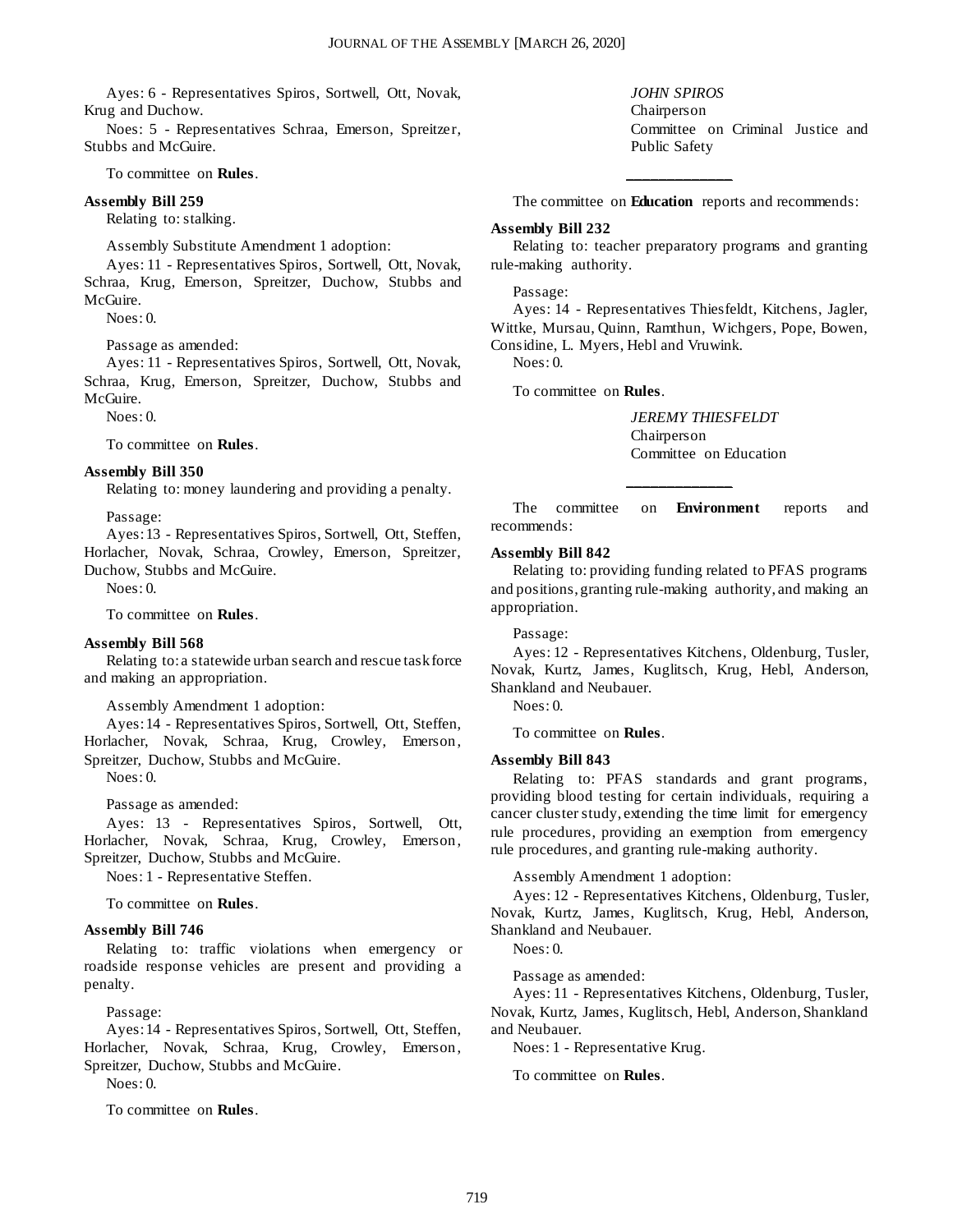Ayes: 6 - Representatives Spiros, Sortwell, Ott, Novak, Krug and Duchow.

Noes: 5 - Representatives Schraa, Emerson, Spreitzer, Stubbs and McGuire.

To committee on **Rules**.

**Assembly Bill 259**

Relating to: stalking.

Assembly Substitute Amendment 1 adoption:

Ayes: 11 - Representatives Spiros, Sortwell, Ott, Novak, Schraa, Krug, Emerson, Spreitzer, Duchow, Stubbs and McGuire.

Noes: 0.

Passage as amended:

Ayes: 11 - Representatives Spiros, Sortwell, Ott, Novak, Schraa, Krug, Emerson, Spreitzer, Duchow, Stubbs and McGuire.

Noes: 0.

To committee on **Rules**.

**Assembly Bill 350**

Relating to: money laundering and providing a penalty.

Passage:

Ayes: 13 - Representatives Spiros, Sortwell, Ott, Steffen, Horlacher, Novak, Schraa, Crowley, Emerson, Spreitzer, Duchow, Stubbs and McGuire.

Noes: 0.

To committee on **Rules**.

**Assembly Bill 568**

Relating to: a statewide urban search and rescue task force and making an appropriation.

Assembly Amendment 1 adoption:

Ayes: 14 - Representatives Spiros, Sortwell, Ott, Steffen, Horlacher, Novak, Schraa, Krug, Crowley, Emerson, Spreitzer, Duchow, Stubbs and McGuire.

Noes: 0.

Passage as amended:

Ayes: 13 - Representatives Spiros, Sortwell, Ott, Horlacher, Novak, Schraa, Krug, Crowley, Emerson, Spreitzer, Duchow, Stubbs and McGuire.

Noes: 1 - Representative Steffen.

To committee on **Rules**.

**Assembly Bill 746**

Relating to: traffic violations when emergency or roadside response vehicles are present and providing a penalty.

Passage:

Ayes: 14 - Representatives Spiros, Sortwell, Ott, Steffen, Horlacher, Novak, Schraa, Krug, Crowley, Emerson, Spreitzer, Duchow, Stubbs and McGuire.

Noes: 0.

To committee on **Rules**.

*JOHN SPIROS*
Chairperson
Committee on Criminal Justice and Public Safety

---

The committee on **Education** reports and recommends:

**Assembly Bill 232**

Relating to: teacher preparatory programs and granting rule-making authority.

Passage:

Ayes: 14 - Representatives Thiesfeldt, Kitchens, Jagler, Wittke, Mursau, Quinn, Ramthun, Wichgers, Pope, Bowen, Considine, L. Myers, Hebl and Vruwink.

Noes: 0.

To committee on **Rules**.

*JEREMY THIESFELDT*
Chairperson
Committee on Education

---

The committee on **Environment** reports and recommends:

**Assembly Bill 842**

Relating to: providing funding related to PFAS programs and positions, granting rule-making authority, and making an appropriation.

Passage:

Ayes: 12 - Representatives Kitchens, Oldenburg, Tusler, Novak, Kurtz, James, Kuglitsch, Krug, Hebl, Anderson, Shankland and Neubauer.

Noes: 0.

To committee on **Rules**.

**Assembly Bill 843**

Relating to: PFAS standards and grant programs, providing blood testing for certain individuals, requiring a cancer cluster study, extending the time limit for emergency rule procedures, providing an exemption from emergency rule procedures, and granting rule-making authority.

Assembly Amendment 1 adoption:

Ayes: 12 - Representatives Kitchens, Oldenburg, Tusler, Novak, Kurtz, James, Kuglitsch, Krug, Hebl, Anderson, Shankland and Neubauer.

Noes: 0.

Passage as amended:

Ayes: 11 - Representatives Kitchens, Oldenburg, Tusler, Novak, Kurtz, James, Kuglitsch, Hebl, Anderson, Shankland and Neubauer.

Noes: 1 - Representative Krug.

To committee on **Rules**.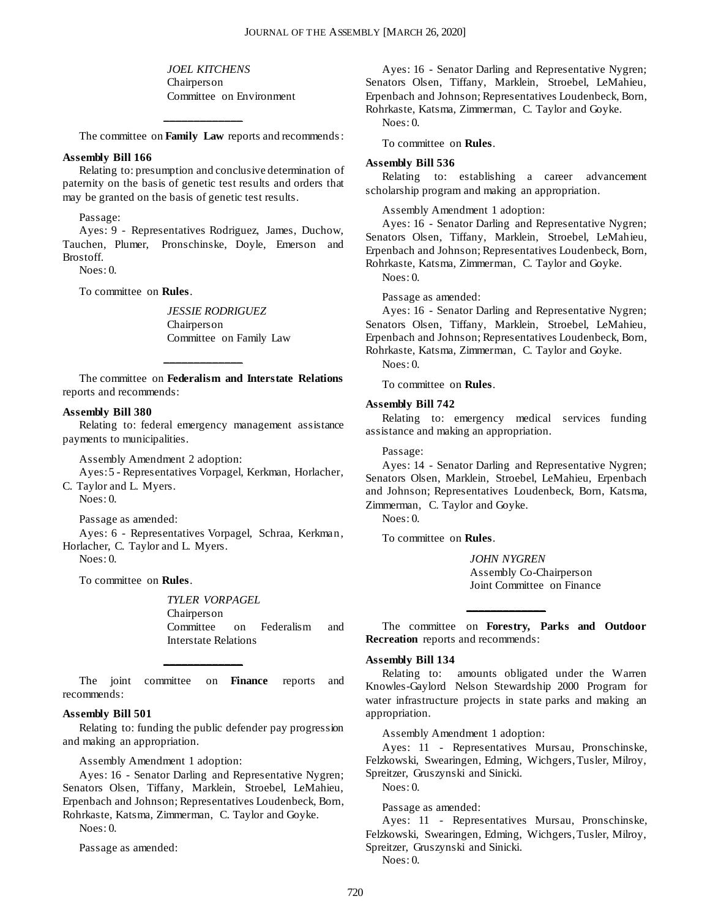*JOEL KITCHENS*
Chairperson
Committee on Environment

---

The committee on **Family Law** reports and recommends:

**Assembly Bill 166**

Relating to: presumption and conclusive determination of paternity on the basis of genetic test results and orders that may be granted on the basis of genetic test results.

Passage:

Ayes: 9 - Representatives Rodriguez, James, Duchow, Tauchen, Plumer, Pronschinske, Doyle, Emerson and Brostoff.

Noes: 0.

To committee on **Rules**.

*JESSIE RODRIGUEZ*
Chairperson
Committee on Family Law

---

The committee on **Federalism and Interstate Relations** reports and recommends:

**Assembly Bill 380**

Relating to: federal emergency management assistance payments to municipalities.

Assembly Amendment 2 adoption:

Ayes: 5 - Representatives Vorpagel, Kerkman, Horlacher, C. Taylor and L. Myers.

Noes: 0.

Passage as amended:

Ayes: 6 - Representatives Vorpagel, Schraa, Kerkman, Horlacher, C. Taylor and L. Myers.

Noes: 0.

To committee on **Rules**.

*TYLER VORPAGEL*
Chairperson
Committee on Federalism and Interstate Relations

---

The joint committee on **Finance** reports and recommends:

**Assembly Bill 501**

Relating to: funding the public defender pay progression and making an appropriation.

Assembly Amendment 1 adoption:

Ayes: 16 - Senator Darling and Representative Nygren; Senators Olsen, Tiffany, Marklein, Stroebel, LeMahieu, Erpenbach and Johnson; Representatives Loudenbeck, Born, Rohrkaste, Katsma, Zimmerman, C. Taylor and Goyke.

Noes: 0.

Passage as amended:

Ayes: 16 - Senator Darling and Representative Nygren; Senators Olsen, Tiffany, Marklein, Stroebel, LeMahieu, Erpenbach and Johnson; Representatives Loudenbeck, Born, Rohrkaste, Katsma, Zimmerman, C. Taylor and Goyke.

Noes: 0.

To committee on **Rules**.

**Assembly Bill 536**

Relating to: establishing a career advancement scholarship program and making an appropriation.

Assembly Amendment 1 adoption:

Ayes: 16 - Senator Darling and Representative Nygren; Senators Olsen, Tiffany, Marklein, Stroebel, LeMahieu, Erpenbach and Johnson; Representatives Loudenbeck, Born, Rohrkaste, Katsma, Zimmerman, C. Taylor and Goyke.

Noes: 0.

Passage as amended:

Ayes: 16 - Senator Darling and Representative Nygren; Senators Olsen, Tiffany, Marklein, Stroebel, LeMahieu, Erpenbach and Johnson; Representatives Loudenbeck, Born, Rohrkaste, Katsma, Zimmerman, C. Taylor and Goyke.

Noes: 0.

To committee on **Rules**.

**Assembly Bill 742**

Relating to: emergency medical services funding assistance and making an appropriation.

Passage:

Ayes: 14 - Senator Darling and Representative Nygren; Senators Olsen, Marklein, Stroebel, LeMahieu, Erpenbach and Johnson; Representatives Loudenbeck, Born, Katsma, Zimmerman, C. Taylor and Goyke.

Noes: 0.

To committee on **Rules**.

*JOHN NYGREN*
Assembly Co-Chairperson
Joint Committee on Finance

---

The committee on **Forestry, Parks and Outdoor Recreation** reports and recommends:

**Assembly Bill 134**

Relating to: amounts obligated under the Warren Knowles-Gaylord Nelson Stewardship 2000 Program for water infrastructure projects in state parks and making an appropriation.

Assembly Amendment 1 adoption:

Ayes: 11 - Representatives Mursau, Pronschinske, Felzkowski, Swearingen, Edming, Wichgers, Tusler, Milroy, Spreitzer, Gruszynski and Sinicki.

Noes: 0.

Passage as amended:

Ayes: 11 - Representatives Mursau, Pronschinske, Felzkowski, Swearingen, Edming, Wichgers, Tusler, Milroy, Spreitzer, Gruszynski and Sinicki.

Noes: 0.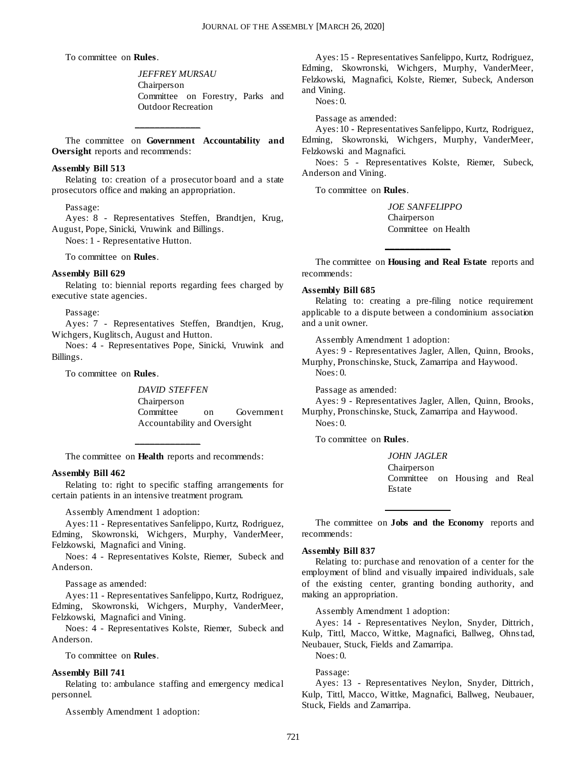To committee on **Rules**.

*JEFFREY MURSAU*
Chairperson
Committee on Forestry, Parks and Outdoor Recreation

---

The committee on **Government Accountability and Oversight** reports and recommends:

**Assembly Bill 513**

Relating to: creation of a prosecutor board and a state prosecutors office and making an appropriation.

Passage:

Ayes: 8 - Representatives Steffen, Brandtjen, Krug, August, Pope, Sinicki, Vruwink and Billings.

Noes: 1 - Representative Hutton.

To committee on **Rules**.

**Assembly Bill 629**

Relating to: biennial reports regarding fees charged by executive state agencies.

Passage:

Ayes: 7 - Representatives Steffen, Brandtjen, Krug, Wichgers, Kuglitsch, August and Hutton.

Noes: 4 - Representatives Pope, Sinicki, Vruwink and Billings.

To committee on **Rules**.

*DAVID STEFFEN*
Chairperson
Committee on Government Accountability and Oversight

---

The committee on **Health** reports and recommends:

**Assembly Bill 462**

Relating to: right to specific staffing arrangements for certain patients in an intensive treatment program.

Assembly Amendment 1 adoption:

Ayes: 11 - Representatives Sanfelippo, Kurtz, Rodriguez, Edming, Skowronski, Wichgers, Murphy, VanderMeer, Felzkowski, Magnafici and Vining.

Noes: 4 - Representatives Kolste, Riemer, Subeck and Anderson.

Passage as amended:

Ayes: 11 - Representatives Sanfelippo, Kurtz, Rodriguez, Edming, Skowronski, Wichgers, Murphy, VanderMeer, Felzkowski, Magnafici and Vining.

Noes: 4 - Representatives Kolste, Riemer, Subeck and Anderson.

To committee on **Rules**.

**Assembly Bill 741**

Relating to: ambulance staffing and emergency medical personnel.

Assembly Amendment 1 adoption:

Ayes: 15 - Representatives Sanfelippo, Kurtz, Rodriguez, Edming, Skowronski, Wichgers, Murphy, VanderMeer, Felzkowski, Magnafici, Kolste, Riemer, Subeck, Anderson and Vining.

Noes: 0.

Passage as amended:

Ayes: 10 - Representatives Sanfelippo, Kurtz, Rodriguez, Edming, Skowronski, Wichgers, Murphy, VanderMeer, Felzkowski and Magnafici.

Noes: 5 - Representatives Kolste, Riemer, Subeck, Anderson and Vining.

To committee on **Rules**.

*JOE SANFELIPPO*
Chairperson
Committee on Health

---

The committee on **Housing and Real Estate** reports and recommends:

**Assembly Bill 685**

Relating to: creating a pre-filing notice requirement applicable to a dispute between a condominium association and a unit owner.

Assembly Amendment 1 adoption:

Ayes: 9 - Representatives Jagler, Allen, Quinn, Brooks, Murphy, Pronschinske, Stuck, Zamarripa and Haywood.

Noes: 0.

Passage as amended:

Ayes: 9 - Representatives Jagler, Allen, Quinn, Brooks, Murphy, Pronschinske, Stuck, Zamarripa and Haywood.

Noes: 0.

To committee on **Rules**.

*JOHN JAGLER*
Chairperson
Committee on Housing and Real Estate

---

The committee on **Jobs and the Economy** reports and recommends:

**Assembly Bill 837**

Relating to: purchase and renovation of a center for the employment of blind and visually impaired individuals, sale of the existing center, granting bonding authority, and making an appropriation.

Assembly Amendment 1 adoption:

Ayes: 14 - Representatives Neylon, Snyder, Dittrich, Kulp, Tittl, Macco, Wittke, Magnafici, Ballweg, Ohnstad, Neubauer, Stuck, Fields and Zamarripa.

Noes: 0.

Passage:

Ayes: 13 - Representatives Neylon, Snyder, Dittrich, Kulp, Tittl, Macco, Wittke, Magnafici, Ballweg, Neubauer, Stuck, Fields and Zamarripa.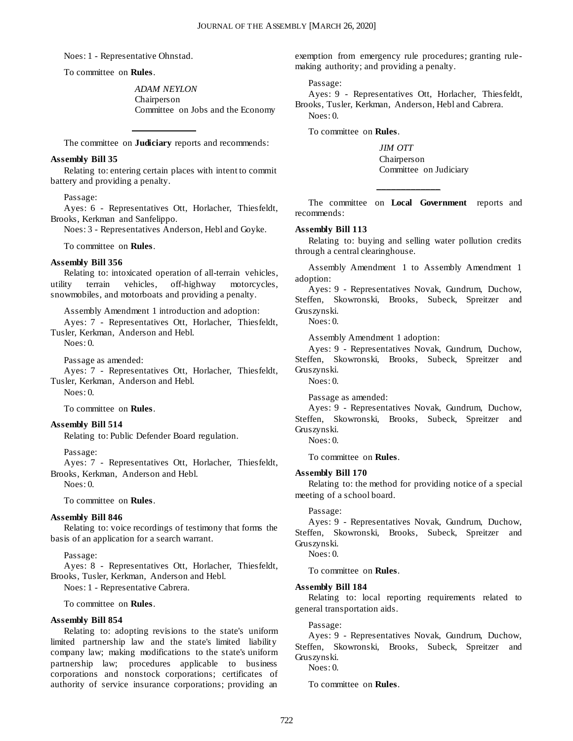Noes: 1 - Representative Ohnstad.

To committee on **Rules**.

*ADAM NEYLON*
Chairperson
Committee on Jobs and the Economy

---

The committee on **Judiciary** reports and recommends:

**Assembly Bill 35**

Relating to: entering certain places with intent to commit battery and providing a penalty.

Passage:

Ayes: 6 - Representatives Ott, Horlacher, Thiesfeldt, Brooks, Kerkman and Sanfelippo.

Noes: 3 - Representatives Anderson, Hebl and Goyke.

To committee on **Rules**.

**Assembly Bill 356**

Relating to: intoxicated operation of all-terrain vehicles, utility terrain vehicles, off-highway motorcycles, snowmobiles, and motorboats and providing a penalty.

Assembly Amendment 1 introduction and adoption:

Ayes: 7 - Representatives Ott, Horlacher, Thiesfeldt, Tusler, Kerkman, Anderson and Hebl.

Noes: 0.

Passage as amended:

Ayes: 7 - Representatives Ott, Horlacher, Thiesfeldt, Tusler, Kerkman, Anderson and Hebl.

Noes: 0.

To committee on **Rules**.

**Assembly Bill 514**

Relating to: Public Defender Board regulation.

Passage:

Ayes: 7 - Representatives Ott, Horlacher, Thiesfeldt, Brooks, Kerkman, Anderson and Hebl.

Noes: 0.

To committee on **Rules**.

**Assembly Bill 846**

Relating to: voice recordings of testimony that forms the basis of an application for a search warrant.

Passage:

Ayes: 8 - Representatives Ott, Horlacher, Thiesfeldt, Brooks, Tusler, Kerkman, Anderson and Hebl.

Noes: 1 - Representative Cabrera.

To committee on **Rules**.

**Assembly Bill 854**

Relating to: adopting revisions to the state's uniform limited partnership law and the state's limited liability company law; making modifications to the state's uniform partnership law; procedures applicable to business corporations and nonstock corporations; certificates of authority of service insurance corporations; providing an exemption from emergency rule procedures; granting rule-making authority; and providing a penalty.

Passage:

Ayes: 9 - Representatives Ott, Horlacher, Thiesfeldt, Brooks, Tusler, Kerkman, Anderson, Hebl and Cabrera.

Noes: 0.

To committee on **Rules**.

*JIM OTT*
Chairperson
Committee on Judiciary

---

The committee on **Local Government** reports and recommends:

**Assembly Bill 113**

Relating to: buying and selling water pollution credits through a central clearinghouse.

Assembly Amendment 1 to Assembly Amendment 1 adoption:

Ayes: 9 - Representatives Novak, Gundrum, Duchow, Steffen, Skowronski, Brooks, Subeck, Spreitzer and Gruszynski.

Noes: 0.

Assembly Amendment 1 adoption:

Ayes: 9 - Representatives Novak, Gundrum, Duchow, Steffen, Skowronski, Brooks, Subeck, Spreitzer and Gruszynski.

Noes: 0.

Passage as amended:

Ayes: 9 - Representatives Novak, Gundrum, Duchow, Steffen, Skowronski, Brooks, Subeck, Spreitzer and Gruszynski.

Noes: 0.

To committee on **Rules**.

**Assembly Bill 170**

Relating to: the method for providing notice of a special meeting of a school board.

Passage:

Ayes: 9 - Representatives Novak, Gundrum, Duchow, Steffen, Skowronski, Brooks, Subeck, Spreitzer and Gruszynski.

Noes: 0.

To committee on **Rules**.

**Assembly Bill 184**

Relating to: local reporting requirements related to general transportation aids.

Passage:

Ayes: 9 - Representatives Novak, Gundrum, Duchow, Steffen, Skowronski, Brooks, Subeck, Spreitzer and Gruszynski.

Noes: 0.

To committee on **Rules**.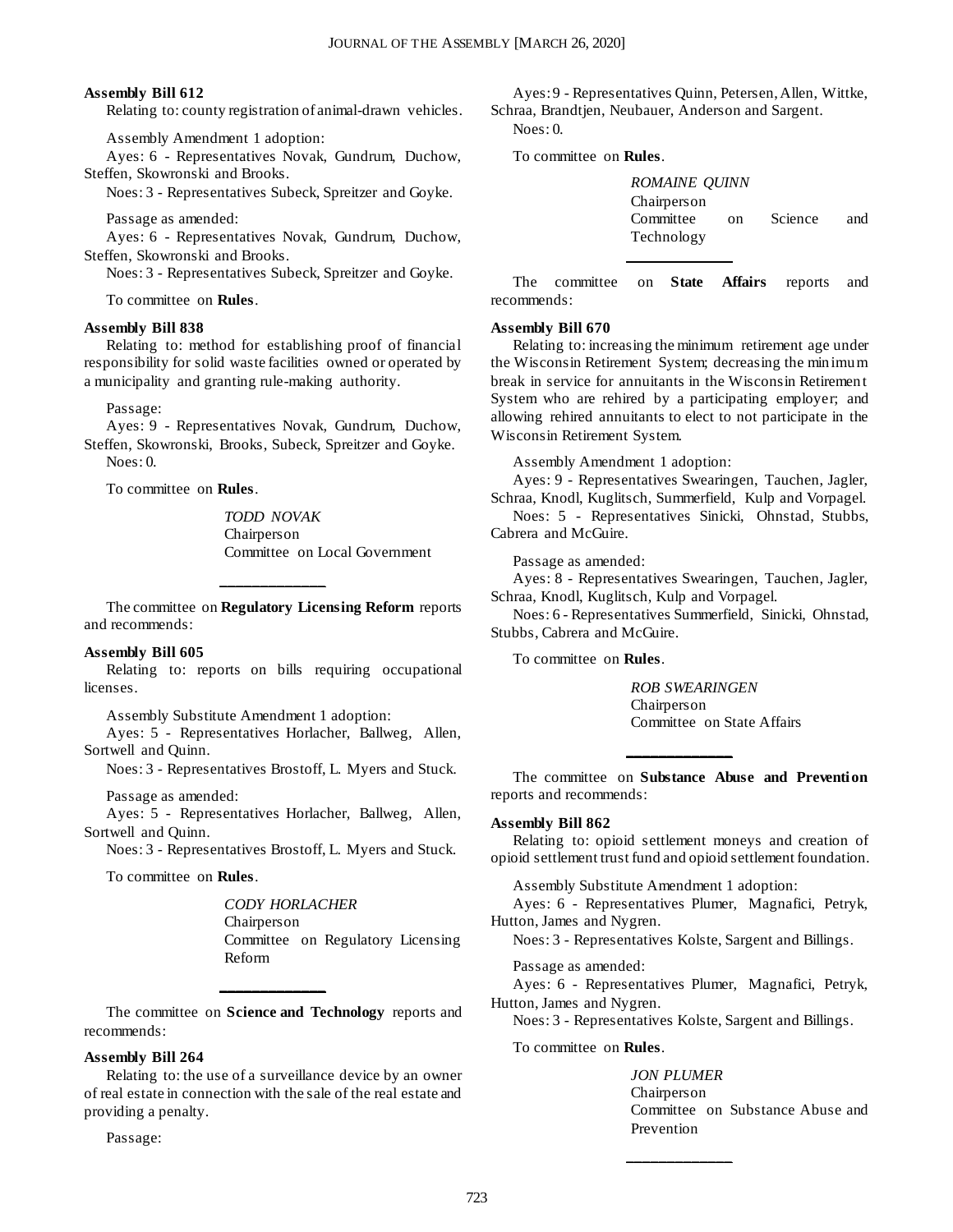**Assembly Bill 612**

Relating to: county registration of animal-drawn vehicles.

Assembly Amendment 1 adoption:

Ayes: 6 - Representatives Novak, Gundrum, Duchow, Steffen, Skowronski and Brooks.

Noes: 3 - Representatives Subeck, Spreitzer and Goyke.

Passage as amended:

Ayes: 6 - Representatives Novak, Gundrum, Duchow, Steffen, Skowronski and Brooks.

Noes: 3 - Representatives Subeck, Spreitzer and Goyke.

To committee on **Rules**.

**Assembly Bill 838**

Relating to: method for establishing proof of financial responsibility for solid waste facilities owned or operated by a municipality and granting rule-making authority.

Passage:

Ayes: 9 - Representatives Novak, Gundrum, Duchow, Steffen, Skowronski, Brooks, Subeck, Spreitzer and Goyke.

Noes: 0.

To committee on **Rules**.

*TODD NOVAK*
Chairperson
Committee on Local Government

---

The committee on **Regulatory Licensing Reform** reports and recommends:

**Assembly Bill 605**

Relating to: reports on bills requiring occupational licenses.

Assembly Substitute Amendment 1 adoption:

Ayes: 5 - Representatives Horlacher, Ballweg, Allen, Sortwell and Quinn.

Noes: 3 - Representatives Brostoff, L. Myers and Stuck.

Passage as amended:

Ayes: 5 - Representatives Horlacher, Ballweg, Allen, Sortwell and Quinn.

Noes: 3 - Representatives Brostoff, L. Myers and Stuck.

To committee on **Rules**.

*CODY HORLACHER*
Chairperson
Committee on Regulatory Licensing Reform

---

The committee on **Science and Technology** reports and recommends:

**Assembly Bill 264**

Relating to: the use of a surveillance device by an owner of real estate in connection with the sale of the real estate and providing a penalty.

Passage:

Ayes: 9 - Representatives Quinn, Petersen, Allen, Wittke, Schraa, Brandtjen, Neubauer, Anderson and Sargent.

Noes: 0.

To committee on **Rules**.

*ROMAINE QUINN*
Chairperson
Committee on Science and Technology

---

The committee on **State Affairs** reports and recommends:

**Assembly Bill 670**

Relating to: increasing the minimum retirement age under the Wisconsin Retirement System; decreasing the minimum break in service for annuitants in the Wisconsin Retirement System who are rehired by a participating employer; and allowing rehired annuitants to elect to not participate in the Wisconsin Retirement System.

Assembly Amendment 1 adoption:

Ayes: 9 - Representatives Swearingen, Tauchen, Jagler, Schraa, Knodl, Kuglitsch, Summerfield, Kulp and Vorpagel.

Noes: 5 - Representatives Sinicki, Ohnstad, Stubbs, Cabrera and McGuire.

Passage as amended:

Ayes: 8 - Representatives Swearingen, Tauchen, Jagler, Schraa, Knodl, Kuglitsch, Kulp and Vorpagel.

Noes: 6 - Representatives Summerfield, Sinicki, Ohnstad, Stubbs, Cabrera and McGuire.

To committee on **Rules**.

*ROB SWEARINGEN*
Chairperson
Committee on State Affairs

---

The committee on **Substance Abuse and Prevention** reports and recommends:

**Assembly Bill 862**

Relating to: opioid settlement moneys and creation of opioid settlement trust fund and opioid settlement foundation.

Assembly Substitute Amendment 1 adoption:

Ayes: 6 - Representatives Plumer, Magnafici, Petryk, Hutton, James and Nygren.

Noes: 3 - Representatives Kolste, Sargent and Billings.

Passage as amended:

Ayes: 6 - Representatives Plumer, Magnafici, Petryk, Hutton, James and Nygren.

Noes: 3 - Representatives Kolste, Sargent and Billings.

To committee on **Rules**.

*JON PLUMER*
Chairperson
Committee on Substance Abuse and Prevention

---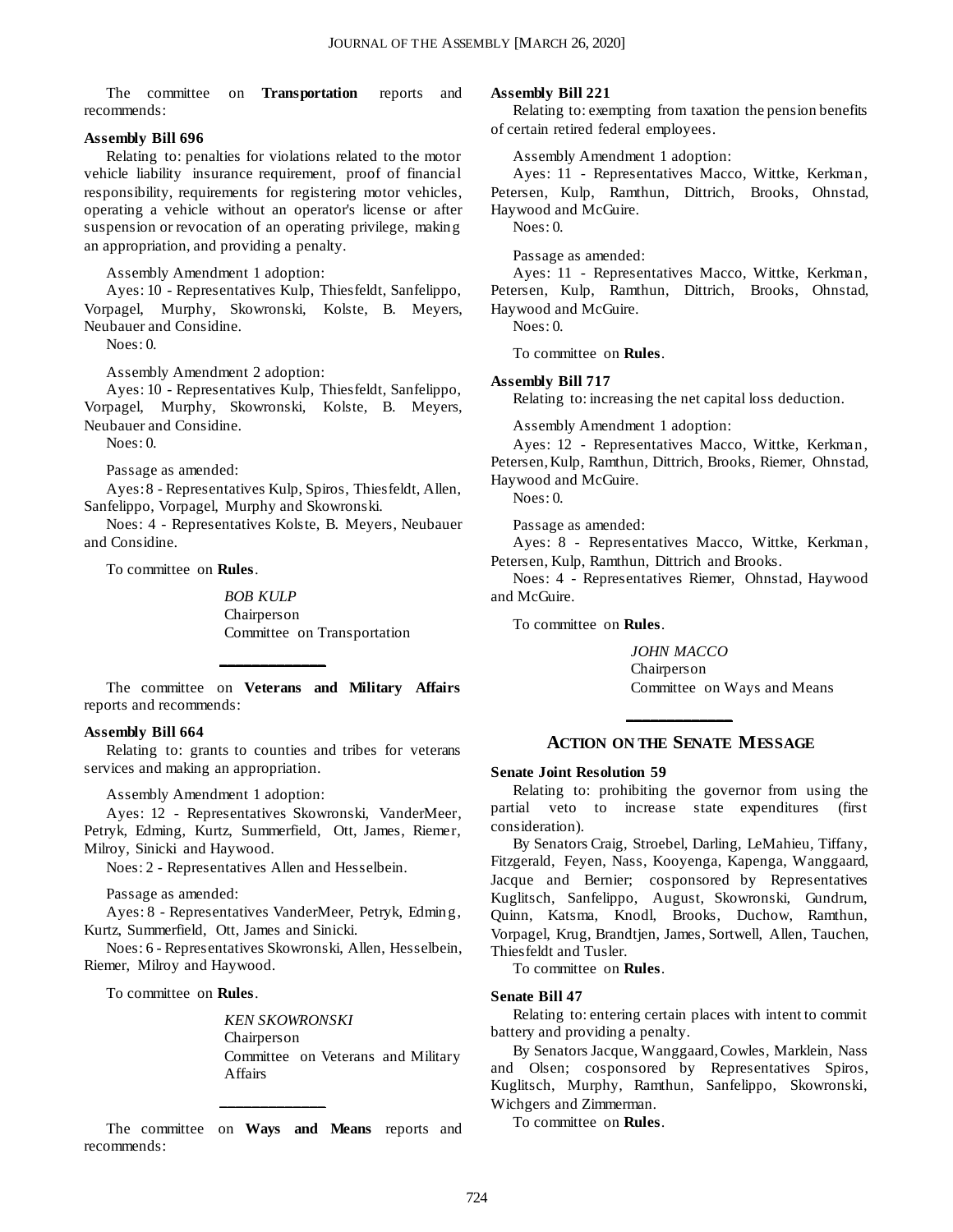The committee on **Transportation** reports and recommends:

**Assembly Bill 696**

Relating to: penalties for violations related to the motor vehicle liability insurance requirement, proof of financial responsibility, requirements for registering motor vehicles, operating a vehicle without an operator's license or after suspension or revocation of an operating privilege, making an appropriation, and providing a penalty.

Assembly Amendment 1 adoption:

Ayes: 10 - Representatives Kulp, Thiesfeldt, Sanfelippo, Vorpagel, Murphy, Skowronski, Kolste, B. Meyers, Neubauer and Considine.

Noes: 0.

Assembly Amendment 2 adoption:

Ayes: 10 - Representatives Kulp, Thiesfeldt, Sanfelippo, Vorpagel, Murphy, Skowronski, Kolste, B. Meyers, Neubauer and Considine.

Noes: 0.

Passage as amended:

Ayes: 8 - Representatives Kulp, Spiros, Thiesfeldt, Allen, Sanfelippo, Vorpagel, Murphy and Skowronski.

Noes: 4 - Representatives Kolste, B. Meyers, Neubauer and Considine.

To committee on **Rules**.

*BOB KULP*
Chairperson
Committee on Transportation

---

The committee on **Veterans and Military Affairs** reports and recommends:

**Assembly Bill 664**

Relating to: grants to counties and tribes for veterans services and making an appropriation.

Assembly Amendment 1 adoption:

Ayes: 12 - Representatives Skowronski, VanderMeer, Petryk, Edming, Kurtz, Summerfield, Ott, James, Riemer, Milroy, Sinicki and Haywood.

Noes: 2 - Representatives Allen and Hesselbein.

Passage as amended:

Ayes: 8 - Representatives VanderMeer, Petryk, Edming, Kurtz, Summerfield, Ott, James and Sinicki.

Noes: 6 - Representatives Skowronski, Allen, Hesselbein, Riemer, Milroy and Haywood.

To committee on **Rules**.

*KEN SKOWRONSKI*
Chairperson
Committee on Veterans and Military Affairs

---

The committee on **Ways and Means** reports and recommends:

**Assembly Bill 221**

Relating to: exempting from taxation the pension benefits of certain retired federal employees.

Assembly Amendment 1 adoption:

Ayes: 11 - Representatives Macco, Wittke, Kerkman, Petersen, Kulp, Ramthun, Dittrich, Brooks, Ohnstad, Haywood and McGuire.

Noes: 0.

Passage as amended:

Ayes: 11 - Representatives Macco, Wittke, Kerkman, Petersen, Kulp, Ramthun, Dittrich, Brooks, Ohnstad, Haywood and McGuire.

Noes: 0.

To committee on **Rules**.

**Assembly Bill 717**

Relating to: increasing the net capital loss deduction.

Assembly Amendment 1 adoption:

Ayes: 12 - Representatives Macco, Wittke, Kerkman, Petersen, Kulp, Ramthun, Dittrich, Brooks, Riemer, Ohnstad, Haywood and McGuire.

Noes: 0.

Passage as amended:

Ayes: 8 - Representatives Macco, Wittke, Kerkman, Petersen, Kulp, Ramthun, Dittrich and Brooks.

Noes: 4 - Representatives Riemer, Ohnstad, Haywood and McGuire.

To committee on **Rules**.

*JOHN MACCO*
Chairperson
Committee on Ways and Means

---

## ACTION ON THE SENATE MESSAGE

**Senate Joint Resolution 59**

Relating to: prohibiting the governor from using the partial veto to increase state expenditures (first consideration).

By Senators Craig, Stroebel, Darling, LeMahieu, Tiffany, Fitzgerald, Feyen, Nass, Kooyenga, Kapenga, Wanggaard, Jacque and Bernier; cosponsored by Representatives Kuglitsch, Sanfelippo, August, Skowronski, Gundrum, Quinn, Katsma, Knodl, Brooks, Duchow, Ramthun, Vorpagel, Krug, Brandtjen, James, Sortwell, Allen, Tauchen, Thiesfeldt and Tusler.

To committee on **Rules**.

**Senate Bill 47**

Relating to: entering certain places with intent to commit battery and providing a penalty.

By Senators Jacque, Wanggaard, Cowles, Marklein, Nass and Olsen; cosponsored by Representatives Spiros, Kuglitsch, Murphy, Ramthun, Sanfelippo, Skowronski, Wichgers and Zimmerman.

To committee on **Rules**.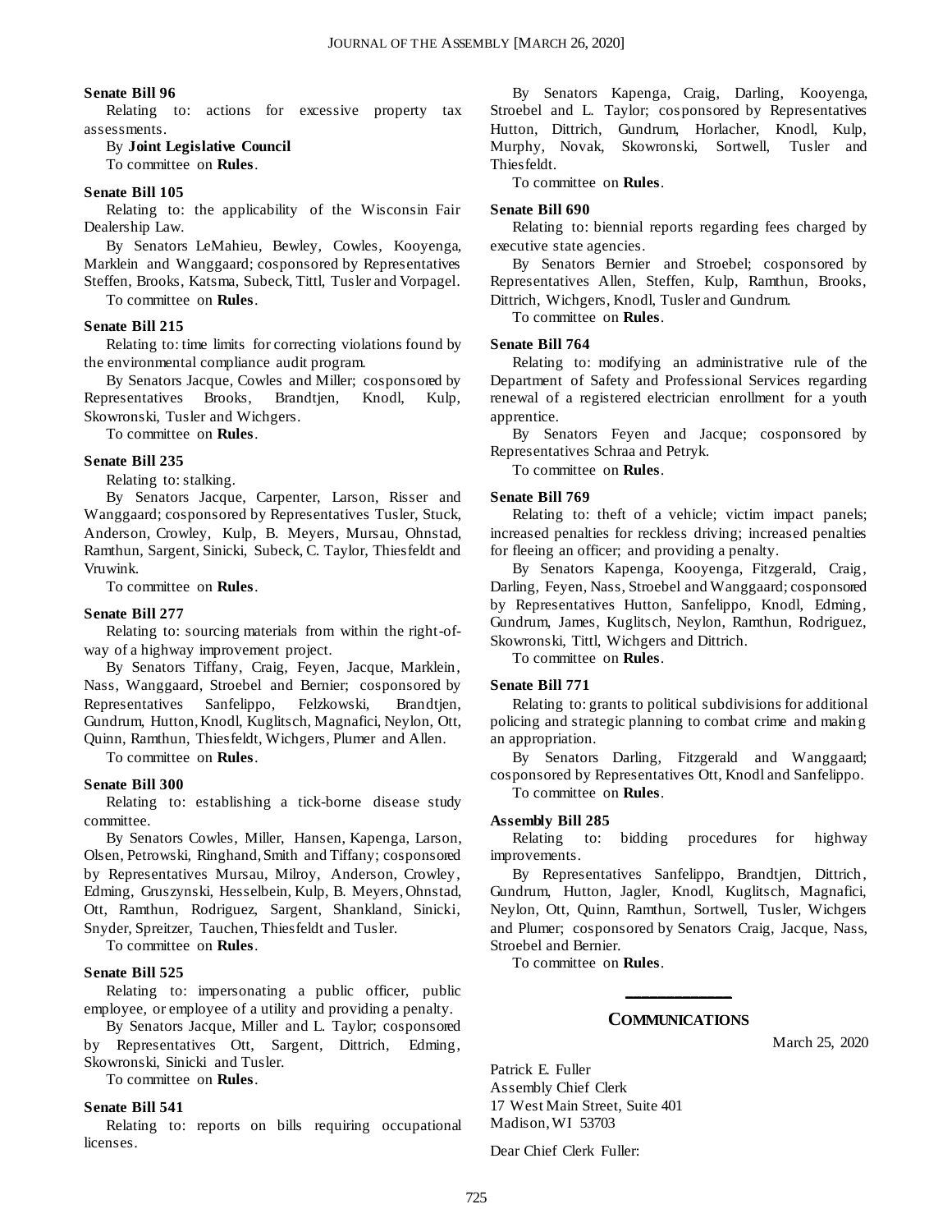**Senate Bill 96**

Relating to: actions for excessive property tax assessments.

By **Joint Legislative Council**

To committee on **Rules**.

**Senate Bill 105**

Relating to: the applicability of the Wisconsin Fair Dealership Law.

By Senators LeMahieu, Bewley, Cowles, Kooyenga, Marklein and Wanggaard; cosponsored by Representatives Steffen, Brooks, Katsma, Subeck, Tittl, Tusler and Vorpagel.

To committee on **Rules**.

**Senate Bill 215**

Relating to: time limits for correcting violations found by the environmental compliance audit program.

By Senators Jacque, Cowles and Miller; cosponsored by Representatives Brooks, Brandtjen, Knodl, Kulp, Skowronski, Tusler and Wichgers.

To committee on **Rules**.

**Senate Bill 235**

Relating to: stalking.

By Senators Jacque, Carpenter, Larson, Risser and Wanggaard; cosponsored by Representatives Tusler, Stuck, Anderson, Crowley, Kulp, B. Meyers, Mursau, Ohnstad, Ramthun, Sargent, Sinicki, Subeck, C. Taylor, Thiesfeldt and Vruwink.

To committee on **Rules**.

**Senate Bill 277**

Relating to: sourcing materials from within the right-of-way of a highway improvement project.

By Senators Tiffany, Craig, Feyen, Jacque, Marklein, Nass, Wanggaard, Stroebel and Bernier; cosponsored by Representatives Sanfelippo, Felzkowski, Brandtjen, Gundrum, Hutton, Knodl, Kuglitsch, Magnafici, Neylon, Ott, Quinn, Ramthun, Thiesfeldt, Wichgers, Plumer and Allen.

To committee on **Rules**.

**Senate Bill 300**

Relating to: establishing a tick-borne disease study committee.

By Senators Cowles, Miller, Hansen, Kapenga, Larson, Olsen, Petrowski, Ringhand, Smith and Tiffany; cosponsored by Representatives Mursau, Milroy, Anderson, Crowley, Edming, Gruszynski, Hesselbein, Kulp, B. Meyers, Ohnstad, Ott, Ramthun, Rodriguez, Sargent, Shankland, Sinicki, Snyder, Spreitzer, Tauchen, Thiesfeldt and Tusler.

To committee on **Rules**.

**Senate Bill 525**

Relating to: impersonating a public officer, public employee, or employee of a utility and providing a penalty.

By Senators Jacque, Miller and L. Taylor; cosponsored by Representatives Ott, Sargent, Dittrich, Edming, Skowronski, Sinicki and Tusler.

To committee on **Rules**.

**Senate Bill 541**

Relating to: reports on bills requiring occupational licenses.

By Senators Kapenga, Craig, Darling, Kooyenga, Stroebel and L. Taylor; cosponsored by Representatives Hutton, Dittrich, Gundrum, Horlacher, Knodl, Kulp, Murphy, Novak, Skowronski, Sortwell, Tusler and Thiesfeldt.

To committee on **Rules**.

**Senate Bill 690**

Relating to: biennial reports regarding fees charged by executive state agencies.

By Senators Bernier and Stroebel; cosponsored by Representatives Allen, Steffen, Kulp, Ramthun, Brooks, Dittrich, Wichgers, Knodl, Tusler and Gundrum.

To committee on **Rules**.

**Senate Bill 764**

Relating to: modifying an administrative rule of the Department of Safety and Professional Services regarding renewal of a registered electrician enrollment for a youth apprentice.

By Senators Feyen and Jacque; cosponsored by Representatives Schraa and Petryk.

To committee on **Rules**.

**Senate Bill 769**

Relating to: theft of a vehicle; victim impact panels; increased penalties for reckless driving; increased penalties for fleeing an officer; and providing a penalty.

By Senators Kapenga, Kooyenga, Fitzgerald, Craig, Darling, Feyen, Nass, Stroebel and Wanggaard; cosponsored by Representatives Hutton, Sanfelippo, Knodl, Edming, Gundrum, James, Kuglitsch, Neylon, Ramthun, Rodriguez, Skowronski, Tittl, Wichgers and Dittrich.

To committee on **Rules**.

**Senate Bill 771**

Relating to: grants to political subdivisions for additional policing and strategic planning to combat crime and making an appropriation.

By Senators Darling, Fitzgerald and Wanggaard; cosponsored by Representatives Ott, Knodl and Sanfelippo.

To committee on **Rules**.

**Assembly Bill 285**

Relating to: bidding procedures for highway improvements.

By Representatives Sanfelippo, Brandtjen, Dittrich, Gundrum, Hutton, Jagler, Knodl, Kuglitsch, Magnafici, Neylon, Ott, Quinn, Ramthun, Sortwell, Tusler, Wichgers and Plumer; cosponsored by Senators Craig, Jacque, Nass, Stroebel and Bernier.

To committee on **Rules**.

---

## COMMUNICATIONS

March 25, 2020

Patrick E. Fuller
Assembly Chief Clerk
17 West Main Street, Suite 401
Madison, WI 53703

Dear Chief Clerk Fuller: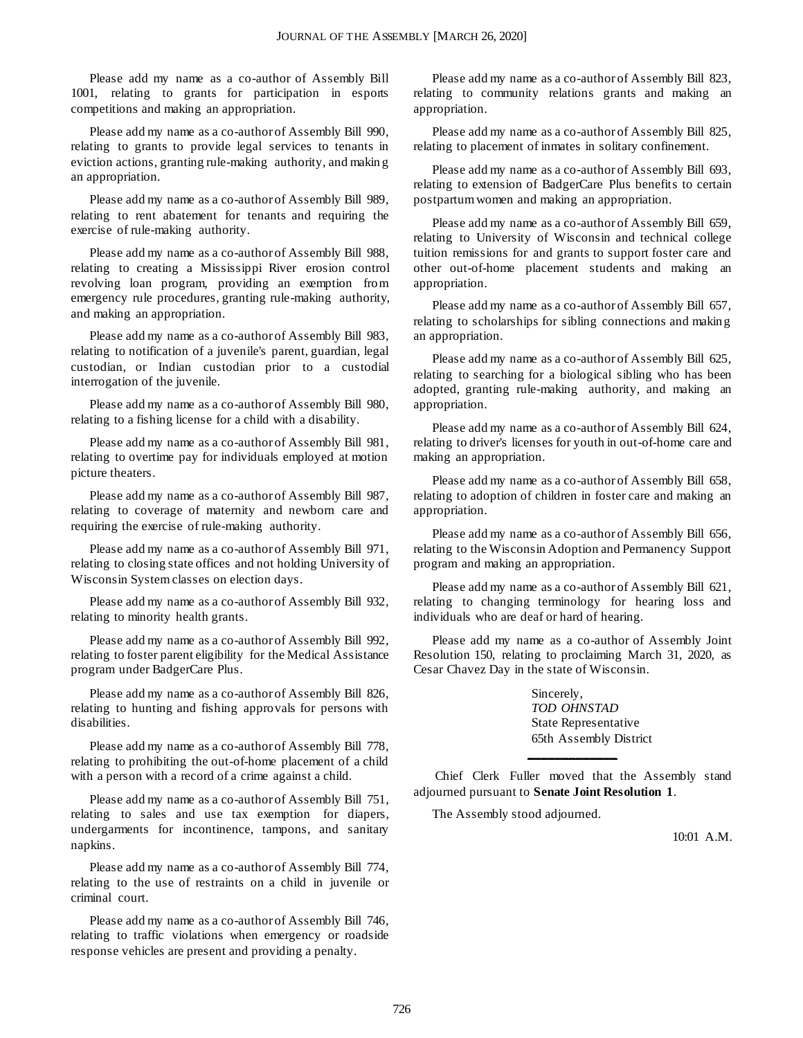Please add my name as a co-author of Assembly Bill 1001, relating to grants for participation in esports competitions and making an appropriation.

Please add my name as a co-author of Assembly Bill 990, relating to grants to provide legal services to tenants in eviction actions, granting rule-making authority, and making an appropriation.

Please add my name as a co-author of Assembly Bill 989, relating to rent abatement for tenants and requiring the exercise of rule-making authority.

Please add my name as a co-author of Assembly Bill 988, relating to creating a Mississippi River erosion control revolving loan program, providing an exemption from emergency rule procedures, granting rule-making authority, and making an appropriation.

Please add my name as a co-author of Assembly Bill 983, relating to notification of a juvenile's parent, guardian, legal custodian, or Indian custodian prior to a custodial interrogation of the juvenile.

Please add my name as a co-author of Assembly Bill 980, relating to a fishing license for a child with a disability.

Please add my name as a co-author of Assembly Bill 981, relating to overtime pay for individuals employed at motion picture theaters.

Please add my name as a co-author of Assembly Bill 987, relating to coverage of maternity and newborn care and requiring the exercise of rule-making authority.

Please add my name as a co-author of Assembly Bill 971, relating to closing state offices and not holding University of Wisconsin System classes on election days.

Please add my name as a co-author of Assembly Bill 932, relating to minority health grants.

Please add my name as a co-author of Assembly Bill 992, relating to foster parent eligibility for the Medical Assistance program under BadgerCare Plus.

Please add my name as a co-author of Assembly Bill 826, relating to hunting and fishing approvals for persons with disabilities.

Please add my name as a co-author of Assembly Bill 778, relating to prohibiting the out-of-home placement of a child with a person with a record of a crime against a child.

Please add my name as a co-author of Assembly Bill 751, relating to sales and use tax exemption for diapers, undergarments for incontinence, tampons, and sanitary napkins.

Please add my name as a co-author of Assembly Bill 774, relating to the use of restraints on a child in juvenile or criminal court.

Please add my name as a co-author of Assembly Bill 746, relating to traffic violations when emergency or roadside response vehicles are present and providing a penalty.

Please add my name as a co-author of Assembly Bill 823, relating to community relations grants and making an appropriation.

Please add my name as a co-author of Assembly Bill 825, relating to placement of inmates in solitary confinement.

Please add my name as a co-author of Assembly Bill 693, relating to extension of BadgerCare Plus benefits to certain postpartum women and making an appropriation.

Please add my name as a co-author of Assembly Bill 659, relating to University of Wisconsin and technical college tuition remissions for and grants to support foster care and other out-of-home placement students and making an appropriation.

Please add my name as a co-author of Assembly Bill 657, relating to scholarships for sibling connections and making an appropriation.

Please add my name as a co-author of Assembly Bill 625, relating to searching for a biological sibling who has been adopted, granting rule-making authority, and making an appropriation.

Please add my name as a co-author of Assembly Bill 624, relating to driver's licenses for youth in out-of-home care and making an appropriation.

Please add my name as a co-author of Assembly Bill 658, relating to adoption of children in foster care and making an appropriation.

Please add my name as a co-author of Assembly Bill 656, relating to the Wisconsin Adoption and Permanency Support program and making an appropriation.

Please add my name as a co-author of Assembly Bill 621, relating to changing terminology for hearing loss and individuals who are deaf or hard of hearing.

Please add my name as a co-author of Assembly Joint Resolution 150, relating to proclaiming March 31, 2020, as Cesar Chavez Day in the state of Wisconsin.

Sincerely,
*TOD OHNSTAD*
State Representative
65th Assembly District

---

Chief Clerk Fuller moved that the Assembly stand adjourned pursuant to **Senate Joint Resolution 1**.

The Assembly stood adjourned.

10:01 A.M.